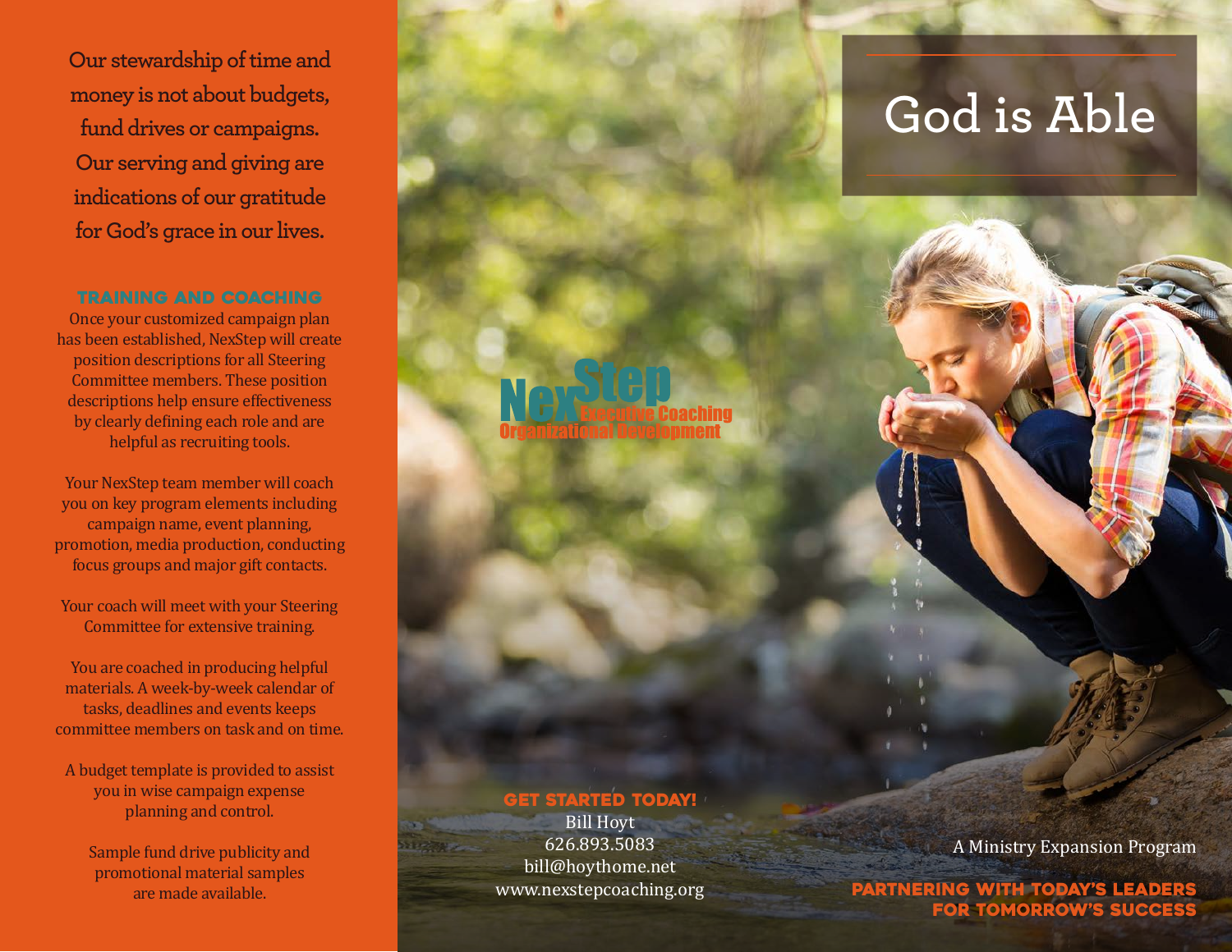Our stewardship of time and money is not about budgets, fund drives or campaigns. Our serving and giving are indications of our gratitude for God's grace in our lives.

## TRAINING AND COACHING

Once your customized campaign plan has been established, NexStep will create position descriptions for all Steering Committee members. These position descriptions help ensure effectiveness by clearly defining each role and are helpful as recruiting tools.

Your NexStep team member will coach you on key program elements including campaign name, event planning, promotion, media production, conducting focus groups and major gift contacts.

Your coach will meet with your Steering Committee for extensive training.

You are coached in producing helpful materials. A week-by-week calendar of tasks, deadlines and events keeps committee members on task and on time.

A budget template is provided to assist you in wise campaign expense planning and control.

Sample fund drive publicity and promotional material samples are made available.

NexStep
Executive Coaching
Organizational Development

## GET STARTED TODAY!

Bill Hoyt
626.893.5083
bill@hoythome.net
www.nexstepcoaching.org

# God is Able

A Ministry Expansion Program

**PARTNERING WITH TODAY'S LEADERS FOR TOMORROW'S SUCCESS**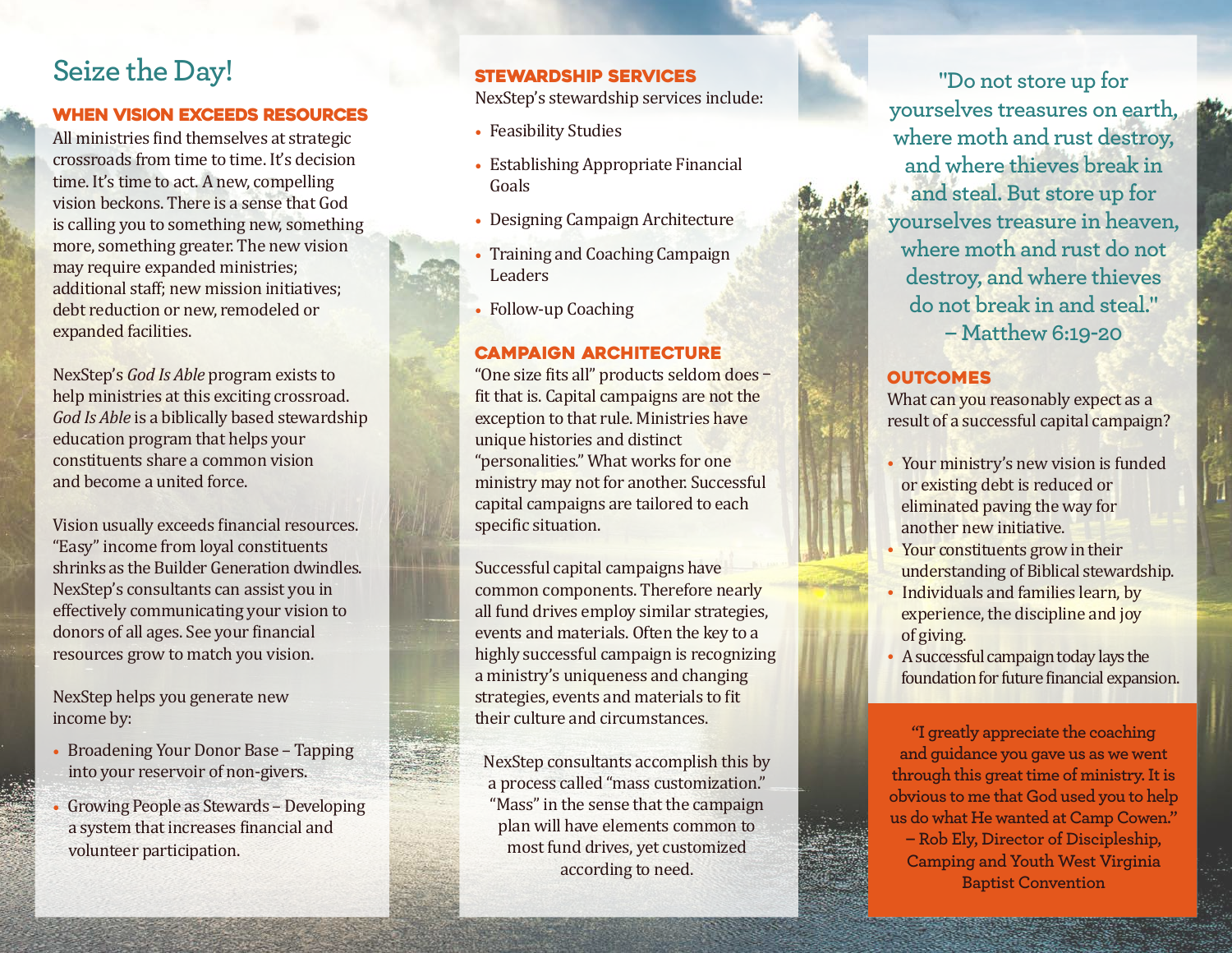# Seize the Day!

## WHEN VISION EXCEEDS RESOURCES

All ministries find themselves at strategic crossroads from time to time. It's decision time. It's time to act. A new, compelling vision beckons. There is a sense that God is calling you to something new, something more, something greater. The new vision may require expanded ministries; additional staff; new mission initiatives; debt reduction or new, remodeled or expanded facilities.

NexStep's *God Is Able* program exists to help ministries at this exciting crossroad. *God Is Able* is a biblically based stewardship education program that helps your constituents share a common vision and become a united force.

Vision usually exceeds financial resources. "Easy" income from loyal constituents shrinks as the Builder Generation dwindles. NexStep's consultants can assist you in effectively communicating your vision to donors of all ages. See your financial resources grow to match you vision.

NexStep helps you generate new income by:

- Broadening Your Donor Base – Tapping into your reservoir of non-givers.
- Growing People as Stewards – Developing a system that increases financial and volunteer participation.

## STEWARDSHIP SERVICES

NexStep's stewardship services include:

- Feasibility Studies
- Establishing Appropriate Financial Goals
- Designing Campaign Architecture
- Training and Coaching Campaign Leaders
- Follow-up Coaching

## CAMPAIGN ARCHITECTURE

"One size fits all" products seldom does – fit that is. Capital campaigns are not the exception to that rule. Ministries have unique histories and distinct "personalities." What works for one ministry may not for another. Successful capital campaigns are tailored to each specific situation.

Successful capital campaigns have common components. Therefore nearly all fund drives employ similar strategies, events and materials. Often the key to a highly successful campaign is recognizing a ministry's uniqueness and changing strategies, events and materials to fit their culture and circumstances.

NexStep consultants accomplish this by a process called "mass customization." "Mass" in the sense that the campaign plan will have elements common to most fund drives, yet customized according to need.

"Do not store up for yourselves treasures on earth, where moth and rust destroy, and where thieves break in and steal. But store up for yourselves treasure in heaven, where moth and rust do not destroy, and where thieves do not break in and steal."
– Matthew 6:19-20

## OUTCOMES

What can you reasonably expect as a result of a successful capital campaign?

- Your ministry's new vision is funded or existing debt is reduced or eliminated paving the way for another new initiative.
- Your constituents grow in their understanding of Biblical stewardship.
- Individuals and families learn, by experience, the discipline and joy of giving.
- A successful campaign today lays the foundation for future financial expansion.

"I greatly appreciate the coaching and guidance you gave us as we went through this great time of ministry. It is obvious to me that God used you to help us do what He wanted at Camp Cowen."
– Rob Ely, Director of Discipleship, Camping and Youth West Virginia Baptist Convention